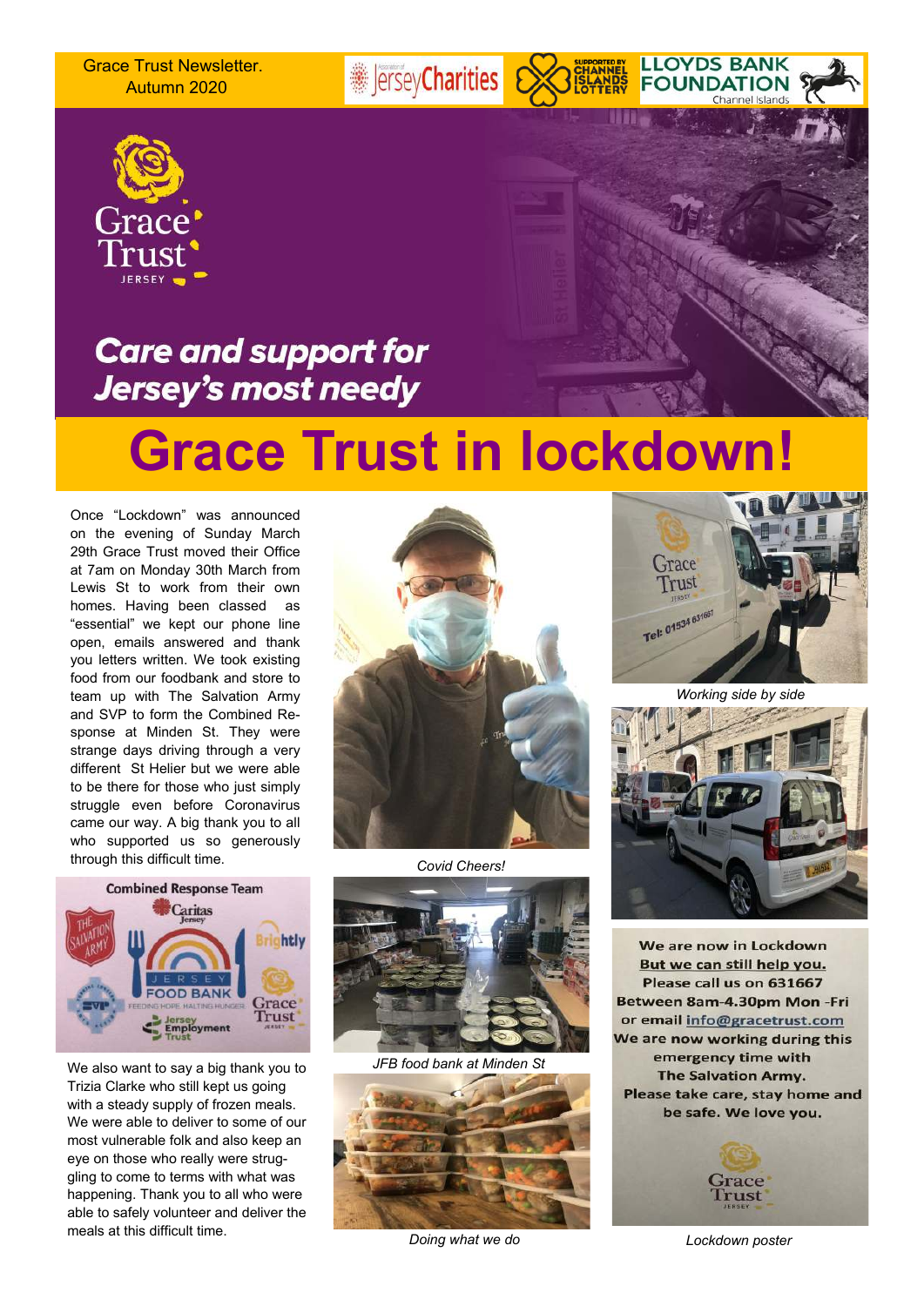Grace Trust Newsletter. Autumn 2020

## Care and support for Jersey's most needy

# Grace Trust in lockdown!

Once "Lockdown" was announced on the evening of Sunday March 29th Grace Trust moved their Office at 7am on Monday 30th March from Lewis St to work from their own homes. Having been classed as "essential" we kept our phone line open, emails answered and thank you letters written. We took existing food from our foodbank and store to team up with The Salvation Army and SVP to form the Combined Response at Minden St. They were strange days driving through a very different St Helier but we were able to be there for those who just simply struggle even before Coronavirus came our way. A big thank you to all who supported us so generously through this difficult time.

We also want to say a big thank you to Trizia Clarke who still kept us going with a steady supply of frozen meals. We were able to deliver to some of our most vulnerable folk and also keep an eye on those who really were struggling to come to terms with what was happening. Thank you to all who were able to safely volunteer and deliver the meals at this difficult time.

*Covid Cheers!*

*JFB food bank at Minden St*

*Doing what we do*

*Working side by side*

We are now in Lockdown
But we can still help you.
Please call us on 631667
Between 8am-4.30pm Mon -Fri
or email info@gracetrust.com
We are now working during this emergency time with The Salvation Army.
Please take care, stay home and be safe. We love you.

*Lockdown poster*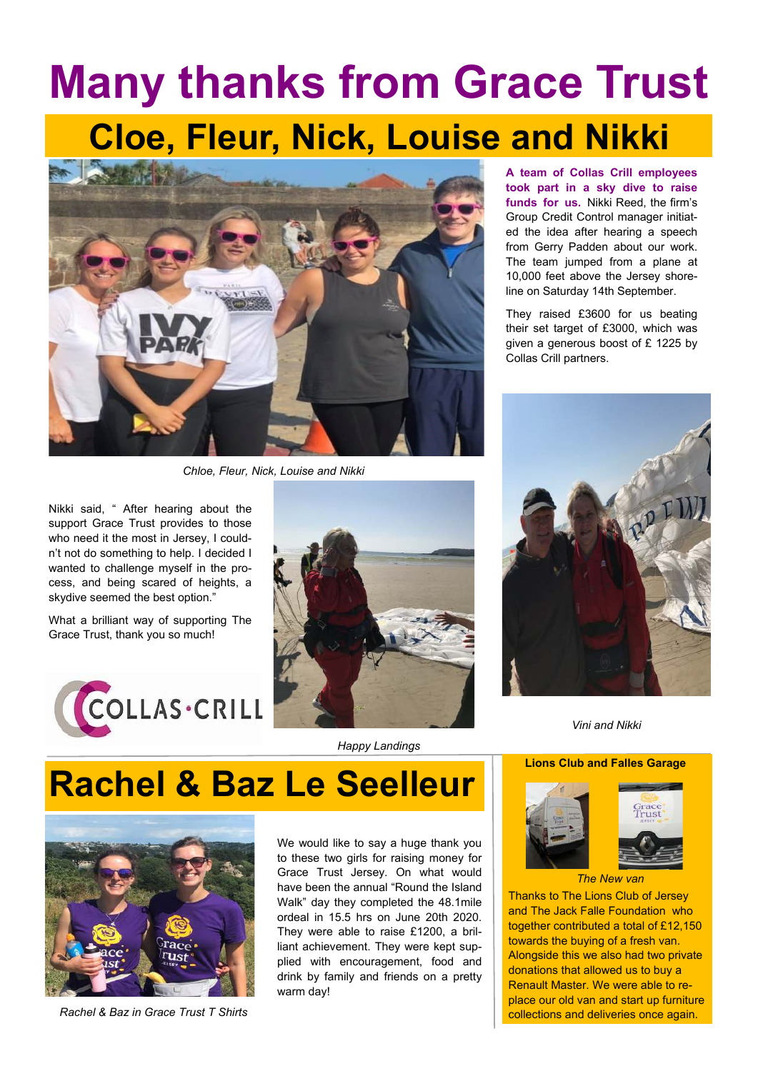# Many thanks from Grace Trust

## Cloe, Fleur, Nick, Louise and Nikki

*Chloe, Fleur, Nick, Louise and Nikki*

**A team of Collas Crill employees took part in a sky dive to raise funds for us.** Nikki Reed, the firm's Group Credit Control manager initiated the idea after hearing a speech from Gerry Padden about our work. The team jumped from a plane at 10,000 feet above the Jersey shoreline on Saturday 14th September.

They raised £3600 for us beating their set target of £3000, which was given a generous boost of £ 1225 by Collas Crill partners.

Nikki said, " After hearing about the support Grace Trust provides to those who need it the most in Jersey, I couldn't not do something to help. I decided I wanted to challenge myself in the process, and being scared of heights, a skydive seemed the best option."

What a brilliant way of supporting The Grace Trust, thank you so much!

COLLAS·CRILL

*Happy Landings*

*Vini and Nikki*

## Rachel & Baz Le Seelleur

*Rachel & Baz in Grace Trust T Shirts*

We would like to say a huge thank you to these two girls for raising money for Grace Trust Jersey. On what would have been the annual "Round the Island Walk" day they completed the 48.1mile ordeal in 15.5 hrs on June 20th 2020. They were able to raise £1200, a brilliant achievement. They were kept supplied with encouragement, food and drink by family and friends on a pretty warm day!

### Lions Club and Falles Garage

*The New van*

Thanks to The Lions Club of Jersey and The Jack Falle Foundation who together contributed a total of £12,150 towards the buying of a fresh van. Alongside this we also had two private donations that allowed us to buy a Renault Master. We were able to replace our old van and start up furniture collections and deliveries once again.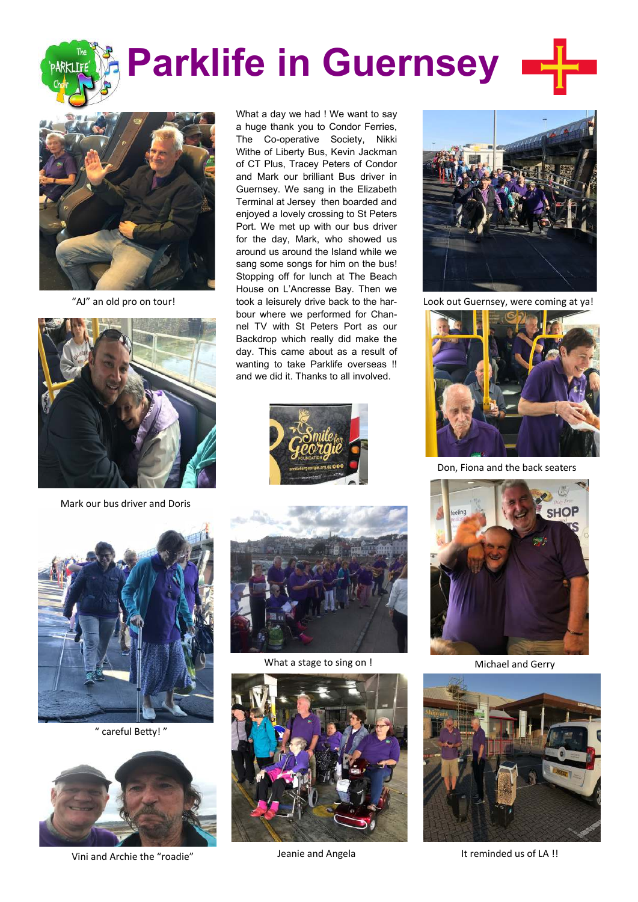# Parklife in Guernsey

What a day we had ! We want to say a huge thank you to Condor Ferries, The Co-operative Society, Nikki Withe of Liberty Bus, Kevin Jackman of CT Plus, Tracey Peters of Condor and Mark our brilliant Bus driver in Guernsey. We sang in the Elizabeth Terminal at Jersey then boarded and enjoyed a lovely crossing to St Peters Port. We met up with our bus driver for the day, Mark, who showed us around us around the Island while we sang some songs for him on the bus! Stopping off for lunch at The Beach House on L'Ancresse Bay. Then we took a leisurely drive back to the harbour where we performed for Channel TV with St Peters Port as our Backdrop which really did make the day. This came about as a result of wanting to take Parklife overseas !! and we did it. Thanks to all involved.

"AJ" an old pro on tour!

Mark our bus driver and Doris

" careful Betty! "

Vini and Archie the "roadie"

What a stage to sing on !

Jeanie and Angela

Look out Guernsey, were coming at ya!

Don, Fiona and the back seaters

Michael and Gerry

It reminded us of LA !!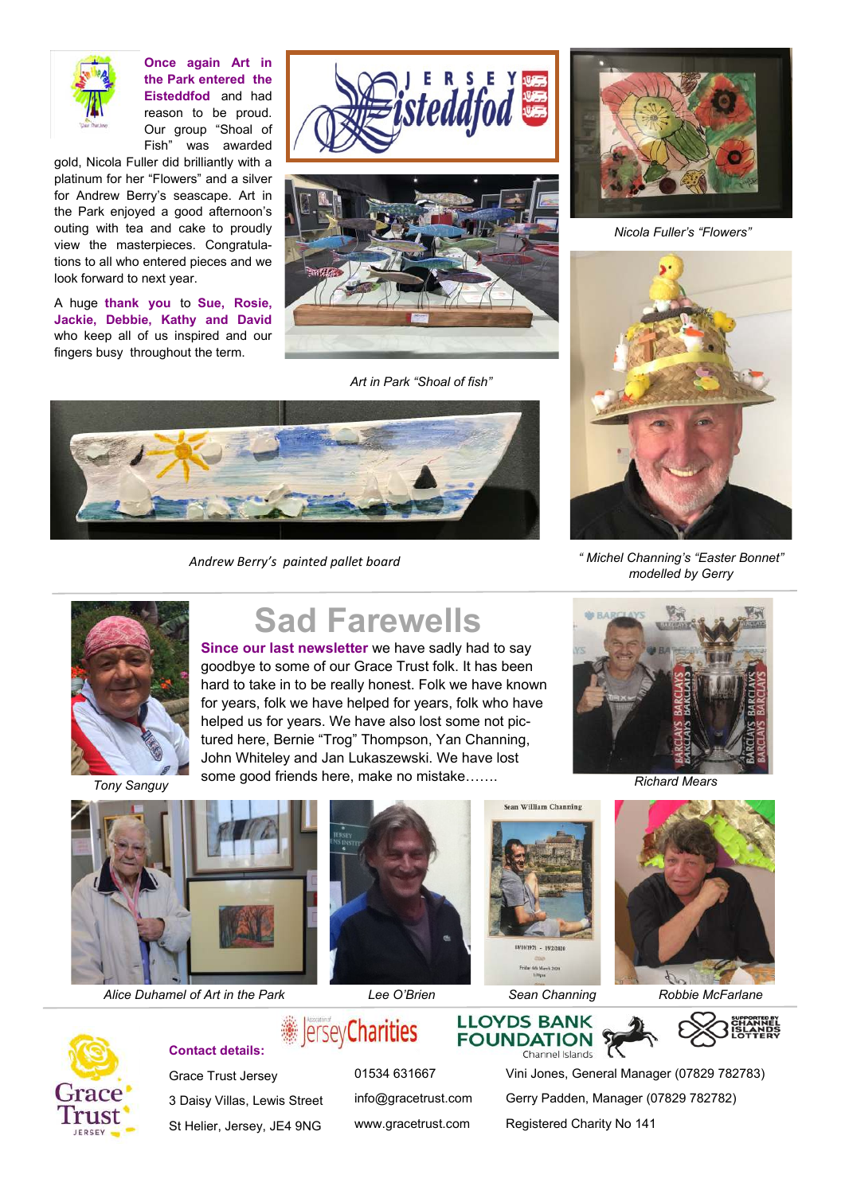**Once again Art in the Park entered the Eisteddfod** and had reason to be proud. Our group "Shoal of Fish" was awarded gold, Nicola Fuller did brilliantly with a platinum for her "Flowers" and a silver for Andrew Berry's seascape. Art in the Park enjoyed a good afternoon's outing with tea and cake to proudly view the masterpieces. Congratulations to all who entered pieces and we look forward to next year.

A huge **thank you** to **Sue, Rosie, Jackie, Debbie, Kathy and David** who keep all of us inspired and our fingers busy throughout the term.

*Art in Park "Shoal of fish"*

*Nicola Fuller's "Flowers"*

*Andrew Berry's painted pallet board*

*" Michel Channing's "Easter Bonnet" modelled by Gerry*

## Sad Farewells

**Since our last newsletter** we have sadly had to say goodbye to some of our Grace Trust folk. It has been hard to take in to be really honest. Folk we have known for years, folk we have helped for years, folk who have helped us for years. We have also lost some not pictured here, Bernie "Trog" Thompson, Yan Channing, John Whiteley and Jan Lukaszewski. We have lost some good friends here, make no mistake…….

*Tony Sanguy*

*Richard Mears*

*Alice Duhamel of Art in the Park*

*Lee O'Brien*

*Sean Channing*

*Robbie McFarlane*

**Contact details:**

Grace Trust Jersey
3 Daisy Villas, Lewis Street
St Helier, Jersey, JE4 9NG

01534 631667
info@gracetrust.com
www.gracetrust.com

Vini Jones, General Manager (07829 782783)
Gerry Padden, Manager (07829 782782)
Registered Charity No 141